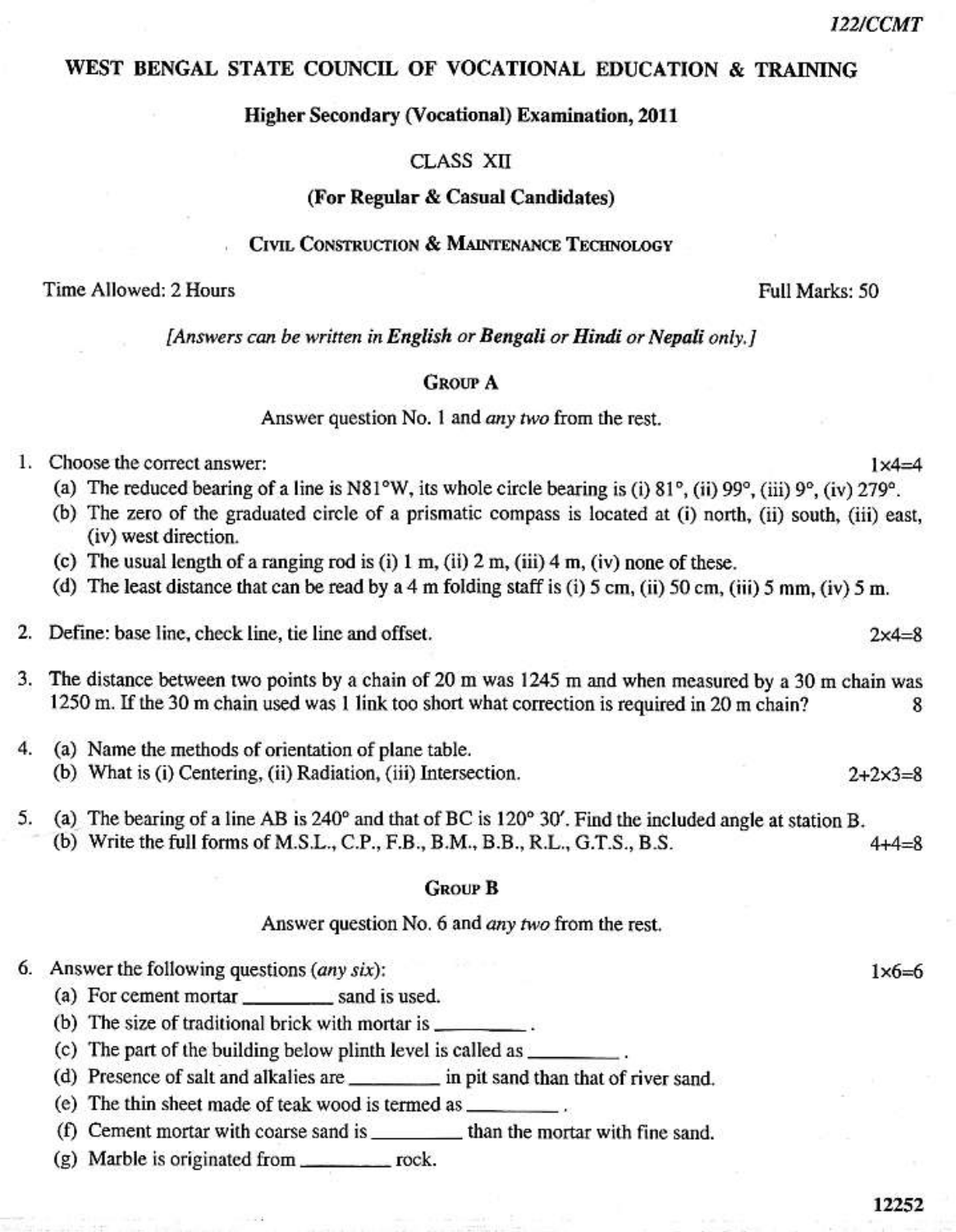# WEST BENGAL STATE COUNCIL OF VOCATIONAL EDUCATION & TRAINING

**Higher Secondary (Vocational) Examination, 2011**

CLASS XII

**(For Regular & Casual Candidates)**

CIVIL CONSTRUCTION & MAINTENANCE TECHNOLOGY

Time Allowed: 2 Hours — Full Marks: 50

*[Answers can be written in **English** or **Bengali** or **Hindi** or **Nepali** only.]*

## GROUP A

Answer question No. 1 and *any two* from the rest.

1. Choose the correct answer: $1 \times 4 = 4$
   (a) The reduced bearing of a line is N81°W, its whole circle bearing is (i) 81°, (ii) 99°, (iii) 9°, (iv) 279°.
   (b) The zero of the graduated circle of a prismatic compass is located at (i) north, (ii) south, (iii) east, (iv) west direction.
   (c) The usual length of a ranging rod is (i) 1 m, (ii) 2 m, (iii) 4 m, (iv) none of these.
   (d) The least distance that can be read by a 4 m folding staff is (i) 5 cm, (ii) 50 cm, (iii) 5 mm, (iv) 5 m.

2. Define: base line, check line, tie line and offset. $2 \times 4 = 8$

3. The distance between two points by a chain of 20 m was 1245 m and when measured by a 30 m chain was 1250 m. If the 30 m chain used was 1 link too short what correction is required in 20 m chain? 8

4. (a) Name the methods of orientation of plane table.
   (b) What is (i) Centering, (ii) Radiation, (iii) Intersection. $2 + 2 \times 3 = 8$

5. (a) The bearing of a line AB is 240° and that of BC is 120° 30′. Find the included angle at station B.
   (b) Write the full forms of M.S.L., C.P., F.B., B.M., B.B., R.L., G.T.S., B.S. $4 + 4 = 8$

## GROUP B

Answer question No. 6 and *any two* from the rest.

6. Answer the following questions (*any six*): $1 \times 6 = 6$
   (a) For cement mortar ________ sand is used.
   (b) The size of traditional brick with mortar is ________.
   (c) The part of the building below plinth level is called as ________.
   (d) Presence of salt and alkalies are ________ in pit sand than that of river sand.
   (e) The thin sheet made of teak wood is termed as ________.
   (f) Cement mortar with coarse sand is ________ than the mortar with fine sand.
   (g) Marble is originated from ________ rock.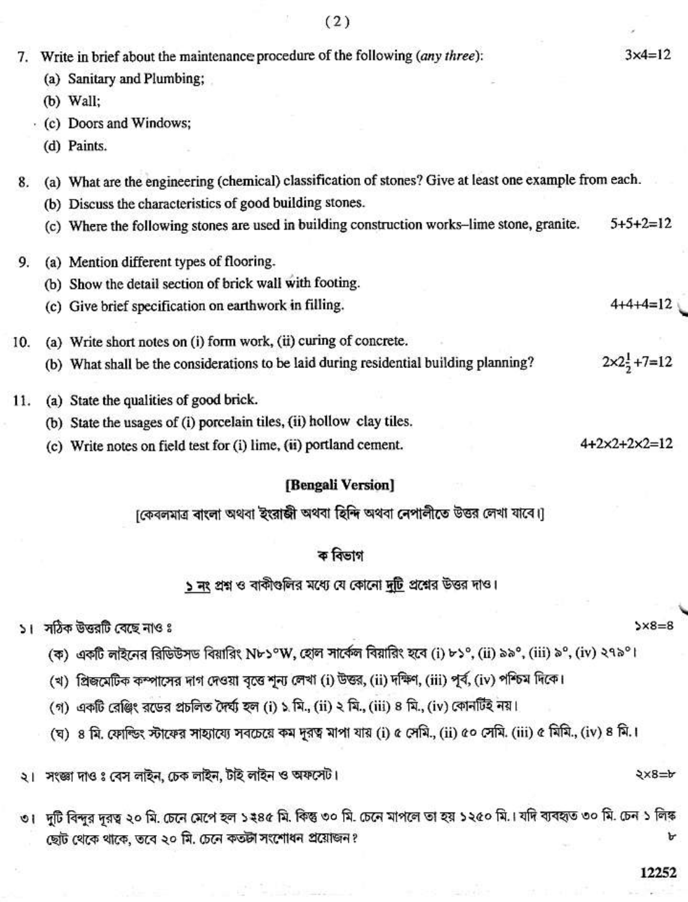7. Write in brief about the maintenance procedure of the following (*any three*): $3\times4=12$
   (a) Sanitary and Plumbing;
   (b) Wall;
   (c) Doors and Windows;
   (d) Paints.

8. (a) What are the engineering (chemical) classification of stones? Give at least one example from each.
   (b) Discuss the characteristics of good building stones.
   (c) Where the following stones are used in building construction works–lime stone, granite. $5+5+2=12$

9. (a) Mention different types of flooring.
   (b) Show the detail section of brick wall with footing.
   (c) Give brief specification on earthwork in filling. $4+4+4=12$

10. (a) Write short notes on (i) form work, (ii) curing of concrete.
    (b) What shall be the considerations to be laid during residential building planning? $2\times2\frac{1}{2}+7=12$

11. (a) State the qualities of good brick.
    (b) State the usages of (i) porcelain tiles, (ii) hollow clay tiles.
    (c) Write notes on field test for (i) lime, (ii) portland cement. $4+2\times2+2\times2=12$

## [Bengali Version]

[কেবলমাত্র বাংলা অথবা ইংরাজী অথবা হিন্দি অথবা নেপালীতে উত্তর লেখা যাবে।]

### ক বিভাগ

<u>১ নং</u> প্রশ্ন ও বাকীগুলির মধ্যে যে কোনো <u>দুটি</u> প্রশ্নের উত্তর দাও।

১। সঠিক উত্তরটি বেছে নাও ঃ ১×৮=৮

(ক) একটি লাইনের রিডিউসড বিয়ারিং N৮১°W, হোল সার্কেল বিয়ারিং হবে (i) ৮১°, (ii) ৯৯°, (iii) ৯°, (iv) ২৭৯°।

(খ) প্রিজমেটিক কম্পাসের দাগ দেওয়া বৃত্তে শূন্য লেখা (i) উত্তর, (ii) দক্ষিণ, (iii) পূর্ব, (iv) পশ্চিম দিকে।

(গ) একটি রেঞ্জিং রডের প্রচলিত দৈর্ঘ্য হল (i) ১ মি., (ii) ২ মি., (iii) ৪ মি., (iv) কোনটিই নয়।

(ঘ) ৪ মি. ফোল্ডিং স্টাফের সাহায্যে সবচেয়ে কম দূরত্ব মাপা যায় (i) ৫ সেমি., (ii) ৫০ সেমি. (iii) ৫ মিমি., (iv) ৪ মি.।

২। সংজ্ঞা দাও ঃ বেস লাইন, চেক লাইন, টাই লাইন ও অফসেট। ২×৪=৮

৩। দুটি বিন্দুর দূরত্ব ২০ মি. চেনে মেপে হল ১২৪৫ মি. কিন্তু ৩০ মি. চেনে মাপলে তা হয় ১২৫০ মি.। যদি ব্যবহৃত ৩০ মি. চেন ১ লিঙ্ক ছোট থেকে থাকে, তবে ২০ মি. চেনে কতটা সংশোধন প্রয়োজন? ৮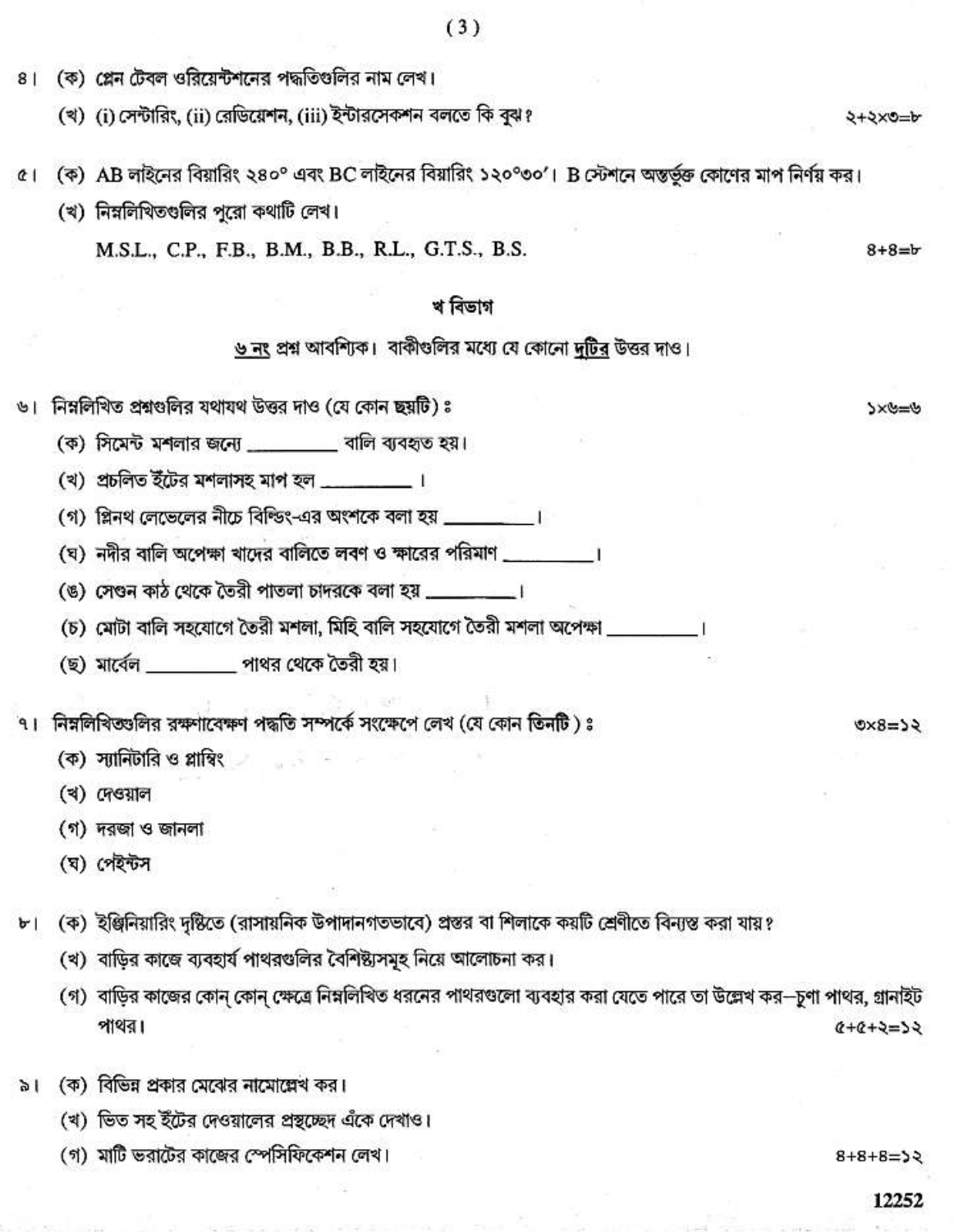৪। (ক) প্লেন টেবল ওরিয়েন্টশনের পদ্ধতিগুলির নাম লেখ।

(খ) (i) সেন্টারিং, (ii) রেডিয়েশন, (iii) ইন্টারসেকশন বলতে কি বুঝ? ২+২×৩=৮

৫। (ক) AB লাইনের বিয়ারিং ২৪০° এবং BC লাইনের বিয়ারিং ১২০°৩০′। B স্টেশনে অন্তর্ভুক্ত কোণের মাপ নির্ণয় কর।

(খ) নিম্নলিখিতগুলির পুরো কথাটি লেখ।

M.S.L., C.P., F.B., B.M., B.B., R.L., G.T.S., B.S. ৪+৪=৮

## খ বিভাগ

<u>৬ নং</u> প্রশ্ন আবশ্যিক। বাকীগুলির মধ্যে যে কোনো <u>দুটির</u> উত্তর দাও।

৬। নিম্নলিখিত প্রশ্নগুলির যথাযথ উত্তর দাও (যে কোন ছয়টি) : ১×৬=৬

(ক) সিমেন্ট মশলার জন্যে _________ বালি ব্যবহৃত হয়।

(খ) প্রচলিত ইঁটের মশলাসহ মাপ হল _________ ।

(গ) প্লিনথ লেভেলের নীচে বিল্ডিং-এর অংশকে বলা হয় _________।

(ঘ) নদীর বালি অপেক্ষা খাদের বালিতে লবণ ও ক্ষারের পরিমাণ _________।

(ঙ) সেগুন কাঠ থেকে তৈরী পাতলা চাদরকে বলা হয় _________।

(চ) মোটা বালি সহযোগে তৈরী মশলা, মিহি বালি সহযোগে তৈরী মশলা অপেক্ষা _________।

(ছ) মার্বেল _________ পাথর থেকে তৈরী হয়।

৭। নিম্নলিখিতগুলির রক্ষণাবেক্ষণ পদ্ধতি সম্পর্কে সংক্ষেপে লেখ (যে কোন **তিনটি**) : ৩×৪=১২

(ক) স্যানিটারি ও প্লাম্বিং

(খ) দেওয়াল

(গ) দরজা ও জানলা

(ঘ) পেইন্টস

৮। (ক) ইঞ্জিনিয়ারিং দৃষ্টিতে (রাসায়নিক উপাদানগতভাবে) প্রস্তর বা শিলাকে কয়টি শ্রেণীতে বিন্যস্ত করা যায়?

(খ) বাড়ির কাজে ব্যবহার্য পাথরগুলির বৈশিষ্ট্যসমূহ নিয়ে আলোচনা কর।

(গ) বাড়ির কাজের কোন্ কোন্ ক্ষেত্রে নিম্নলিখিত ধরনের পাথরগুলো ব্যবহার করা যেতে পারে তা উল্লেখ কর—চুণা পাথর, গ্রানাইট পাথর। ৫+৫+২=১২

৯। (ক) বিভিন্ন প্রকার মেঝের নামোল্লেখ কর।

(খ) ভিত সহ ইঁটের দেওয়ালের প্রস্থচ্ছেদ এঁকে দেখাও।

(গ) মাটি ভরাটের কাজের স্পেসিফিকেশন লেখ। ৪+৪+৪=১২

12252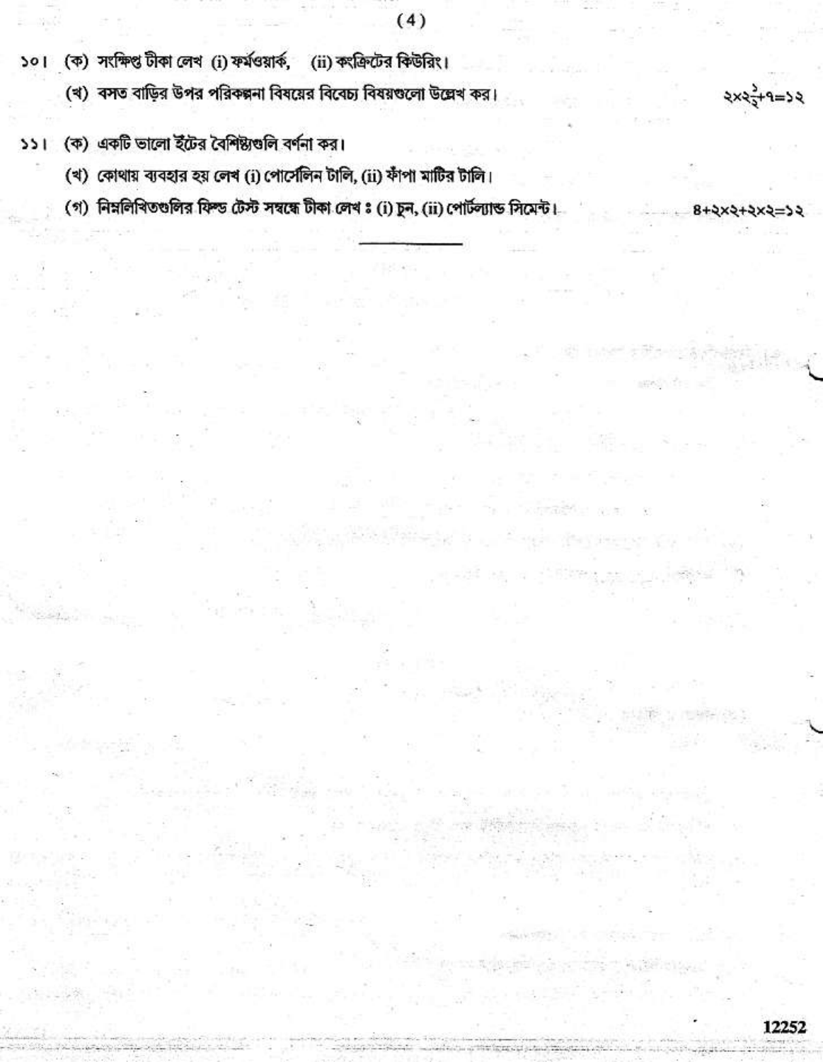১০। (ক) সংক্ষিপ্ত টীকা লেখ (i) ফর্মওয়ার্ক, (ii) কংক্রিটের কিউরিং।

(খ) বসত বাড়ির উপর পরিকল্পনা বিষয়ের বিবেচ্য বিষয়গুলো উল্লেখ কর। $২\times২\frac{১}{২}+৭=১২$

১১। (ক) একটি ভালো ইঁটের বৈশিষ্ট্যগুলি বর্ণনা কর।

(খ) কোথায় ব্যবহার হয় লেখ (i) পোর্সেলিন টালি, (ii) ফাঁপা মাটির টালি।

(গ) নিম্নলিখিতগুলির ফিল্ড টেস্ট সম্বন্ধে টীকা লেখ : (i) চুন, (ii) পোর্টল্যান্ড সিমেন্ট। $৪+২\times২+২\times২=১২$

12252